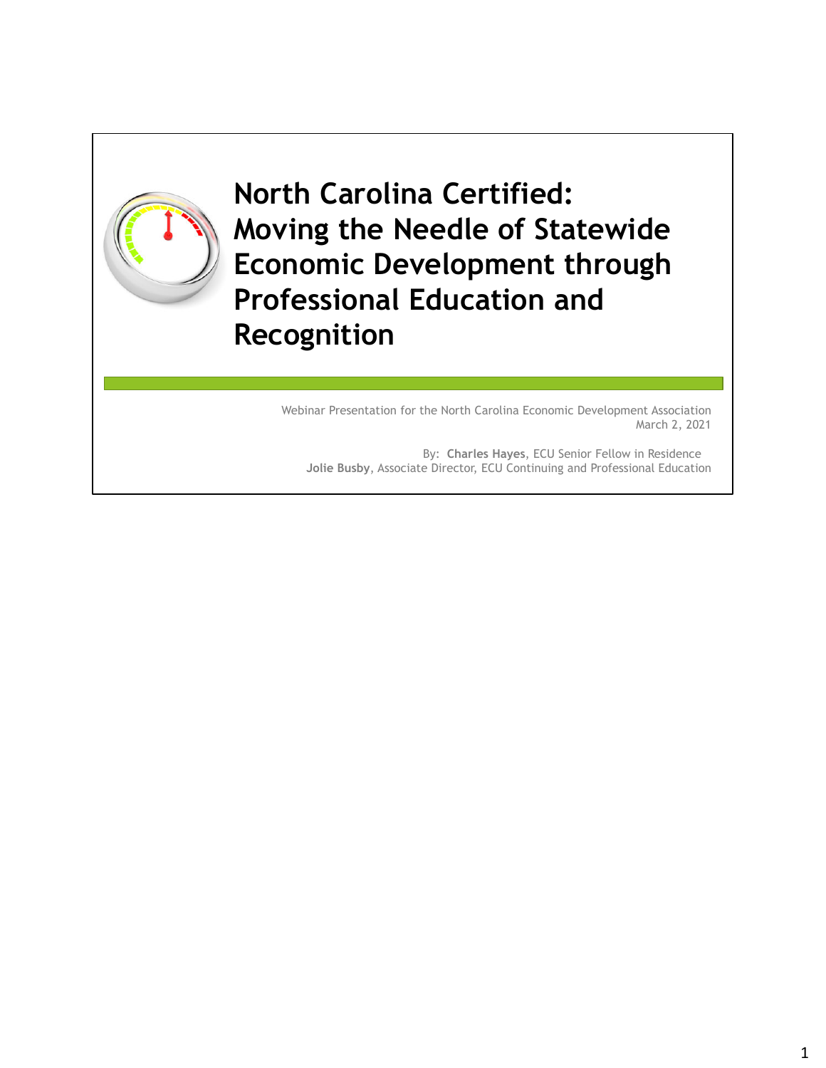# North Carolina Certified: Moving the Needle of Statewide Economic Development through Professional Education and Recognition

Webinar Presentation for the North Carolina Economic Development Association
March 2, 2021

By: **Charles Hayes**, ECU Senior Fellow in Residence
**Jolie Busby**, Associate Director, ECU Continuing and Professional Education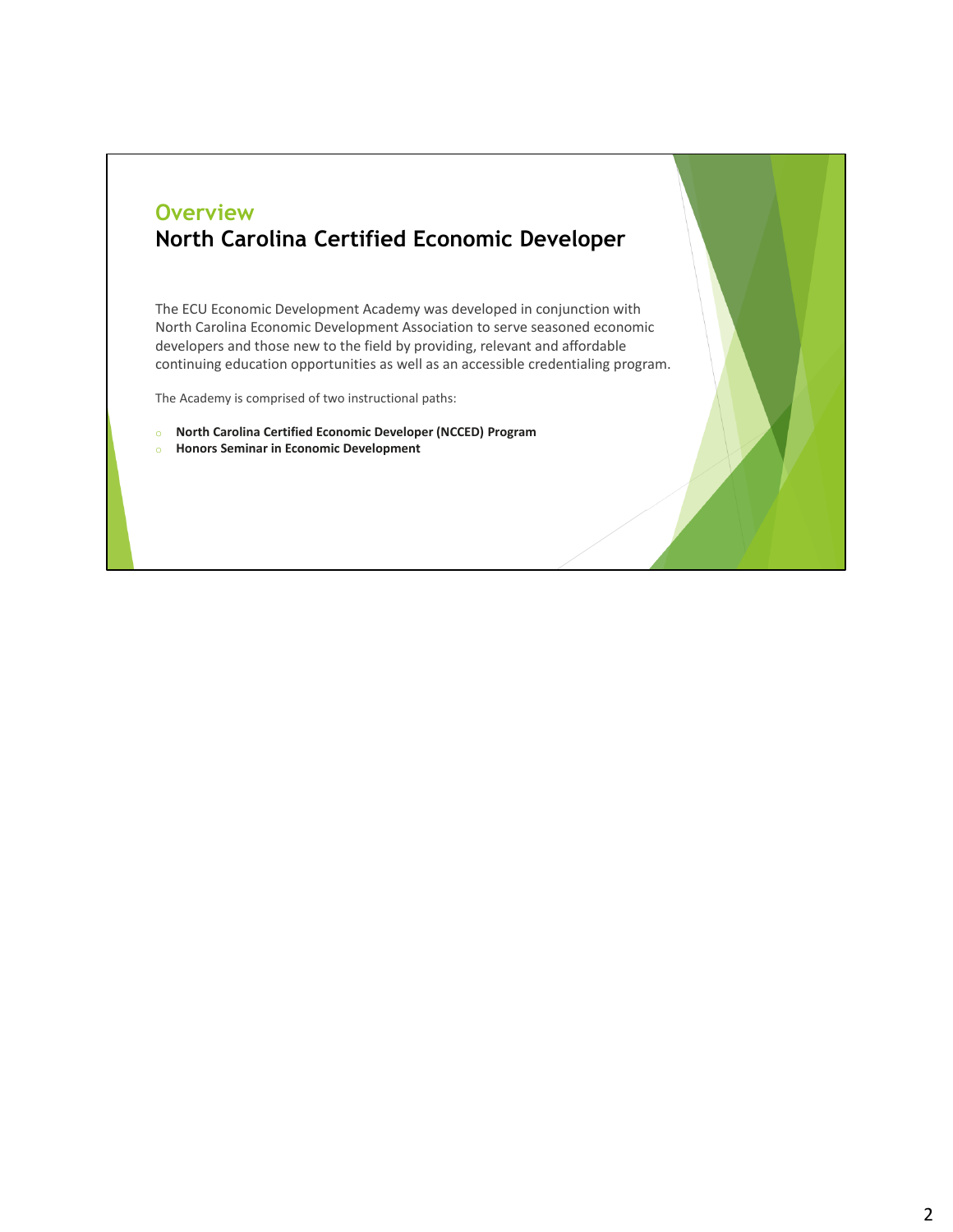## Overview

## North Carolina Certified Economic Developer

The ECU Economic Development Academy was developed in conjunction with North Carolina Economic Development Association to serve seasoned economic developers and those new to the field by providing, relevant and affordable continuing education opportunities as well as an accessible credentialing program.

The Academy is comprised of two instructional paths:

- **North Carolina Certified Economic Developer (NCCED) Program**
- **Honors Seminar in Economic Development**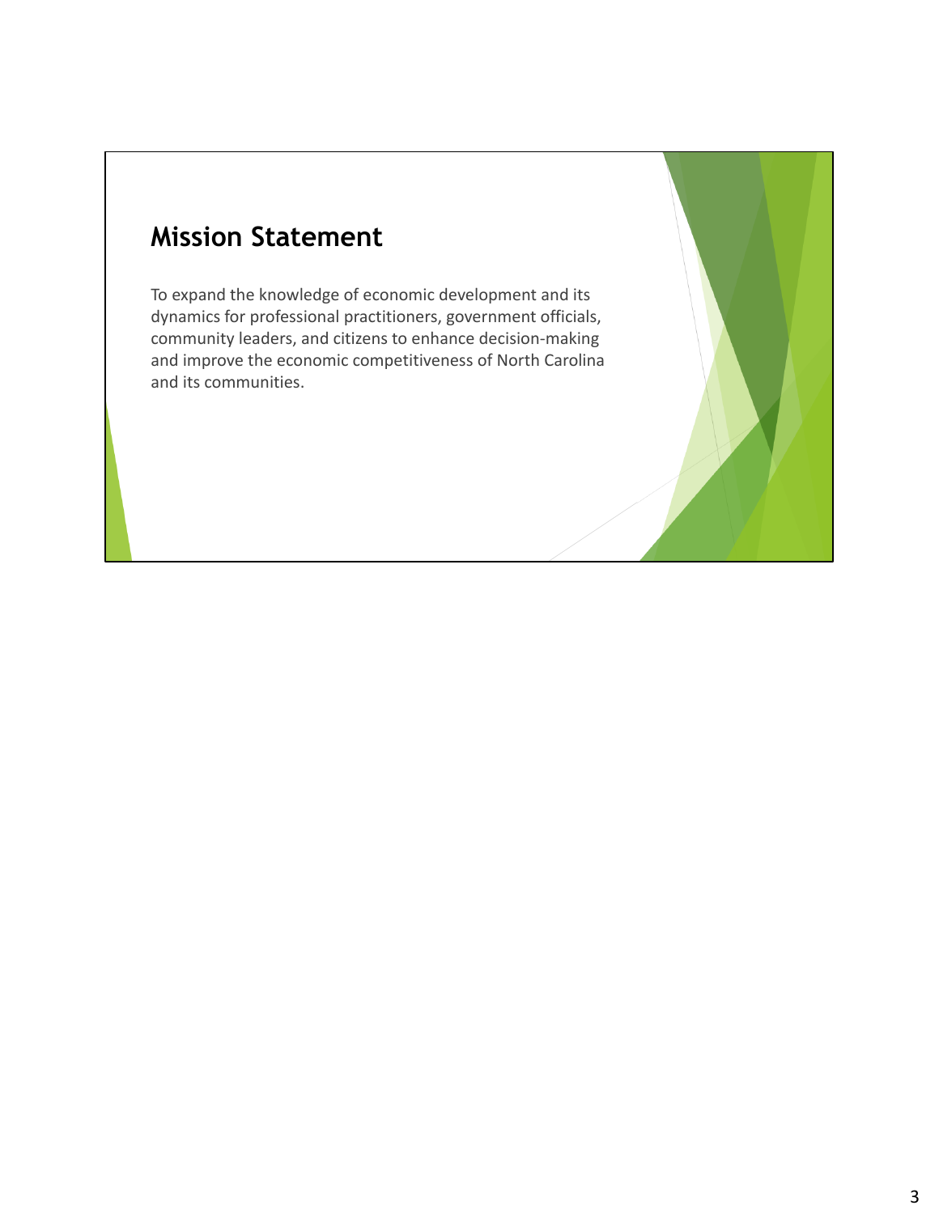## Mission Statement

To expand the knowledge of economic development and its dynamics for professional practitioners, government officials, community leaders, and citizens to enhance decision-making and improve the economic competitiveness of North Carolina and its communities.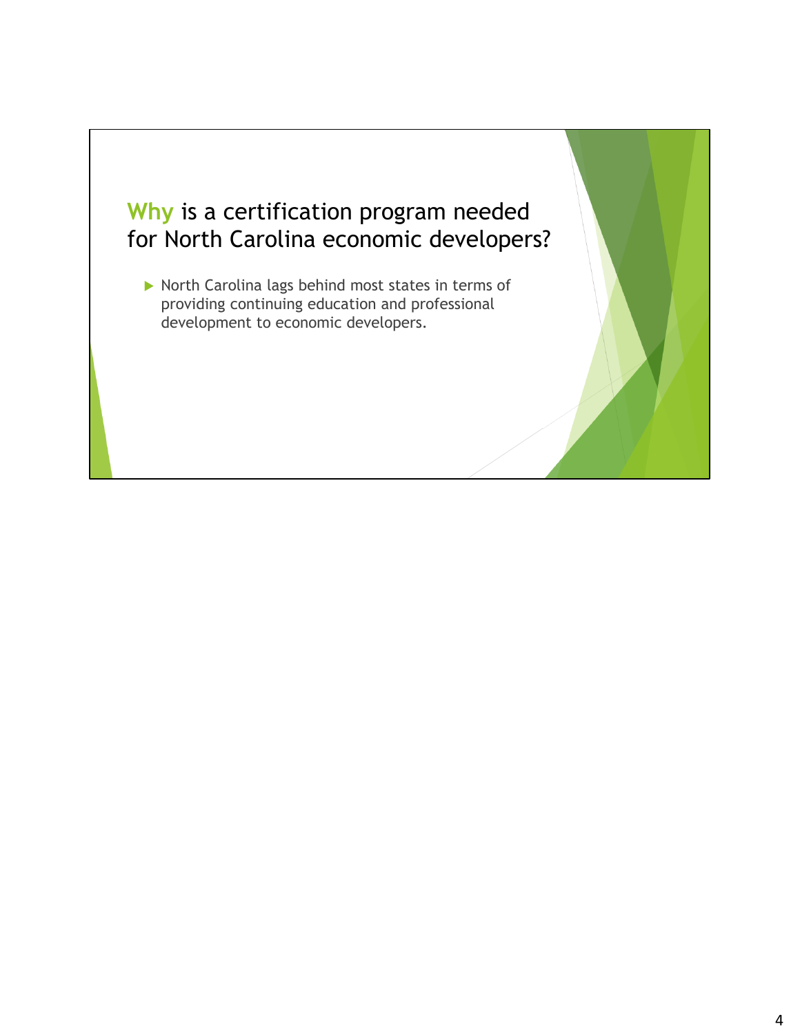# Why is a certification program needed for North Carolina economic developers?

- North Carolina lags behind most states in terms of providing continuing education and professional development to economic developers.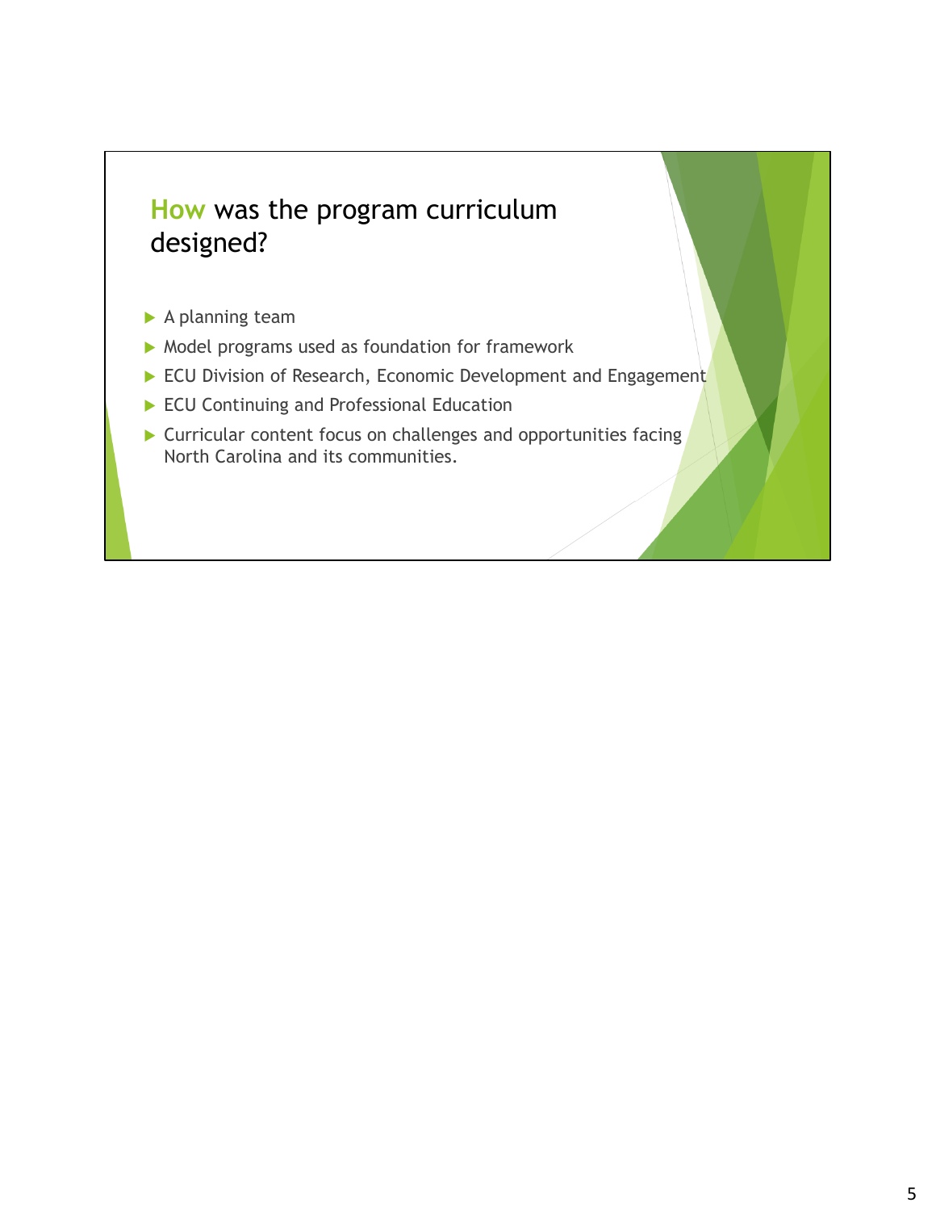## How was the program curriculum designed?

- A planning team
- Model programs used as foundation for framework
- ECU Division of Research, Economic Development and Engagement
- ECU Continuing and Professional Education
- Curricular content focus on challenges and opportunities facing North Carolina and its communities.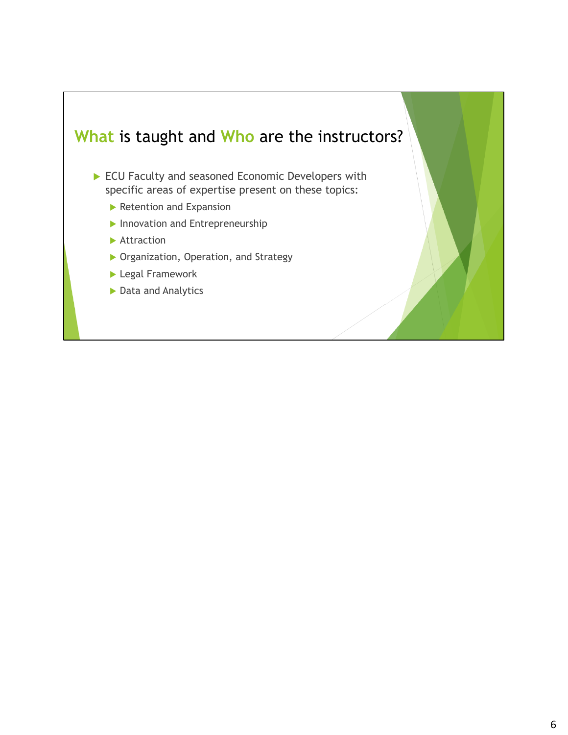## What is taught and Who are the instructors?

- ECU Faculty and seasoned Economic Developers with specific areas of expertise present on these topics:
  - Retention and Expansion
  - Innovation and Entrepreneurship
  - Attraction
  - Organization, Operation, and Strategy
  - Legal Framework
  - Data and Analytics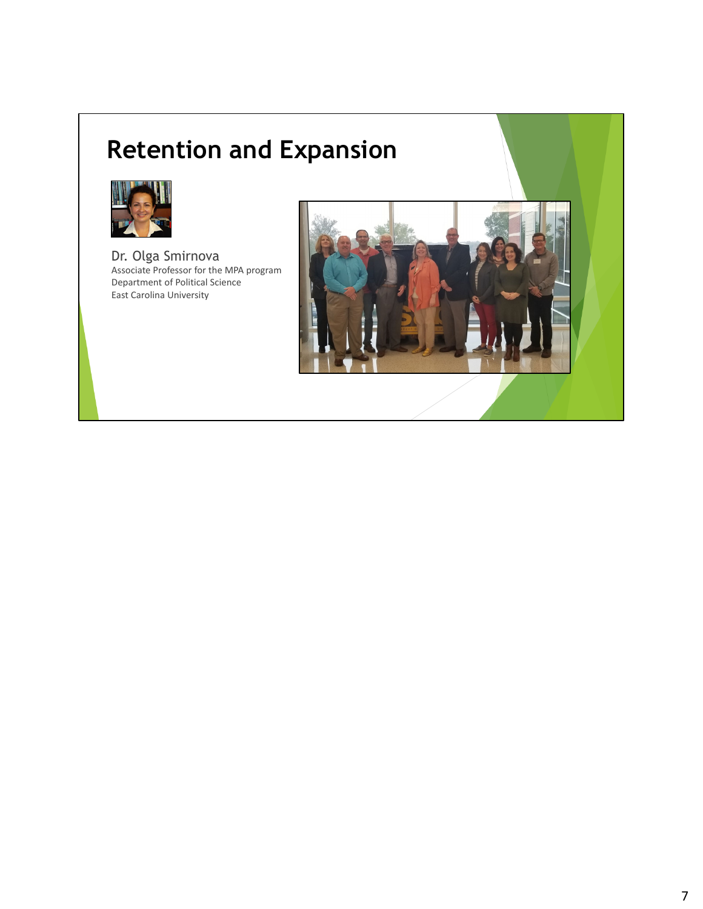# Retention and Expansion

Dr. Olga Smirnova
Associate Professor for the MPA program
Department of Political Science
East Carolina University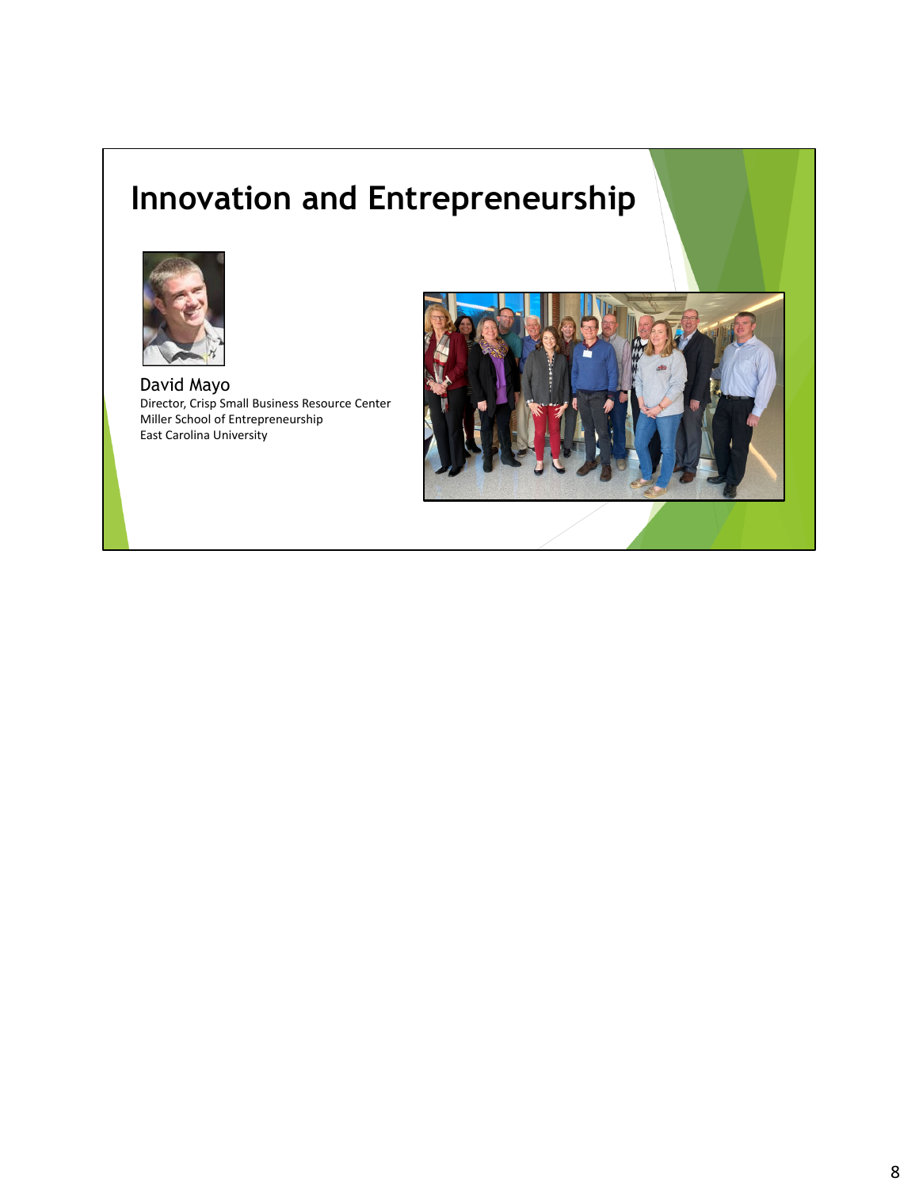# Innovation and Entrepreneurship

David Mayo
Director, Crisp Small Business Resource Center
Miller School of Entrepreneurship
East Carolina University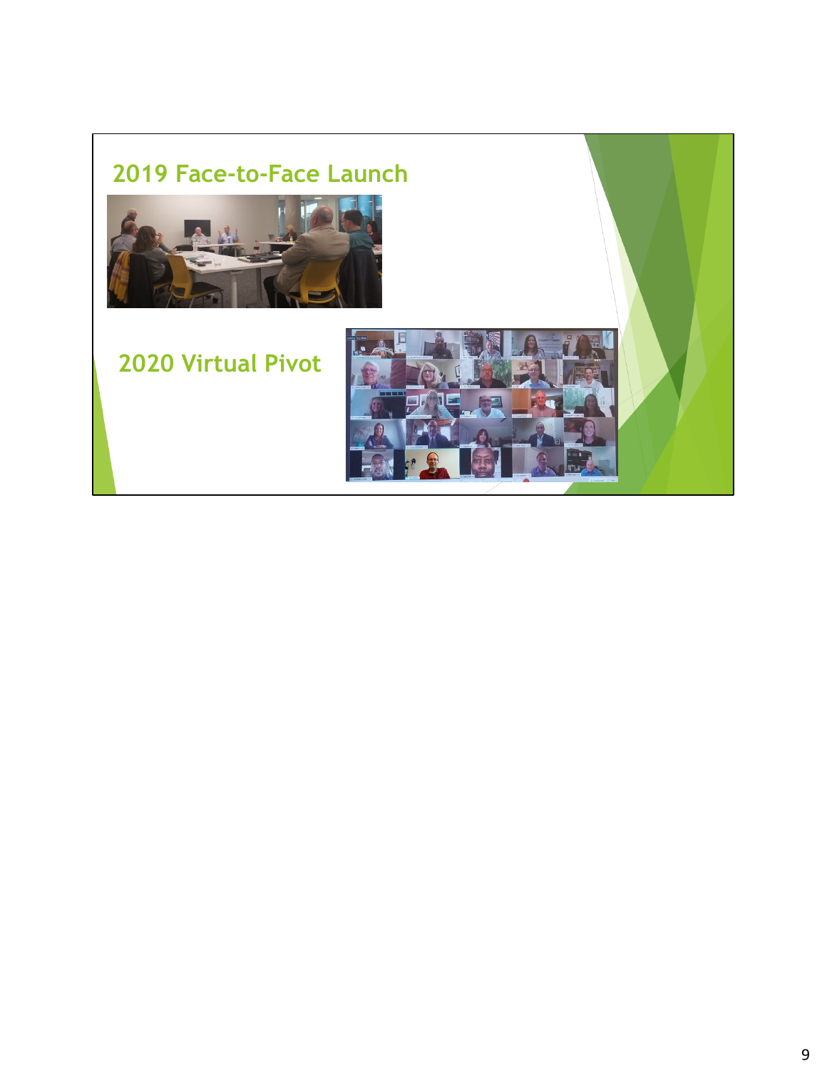## 2019 Face-to-Face Launch

## 2020 Virtual Pivot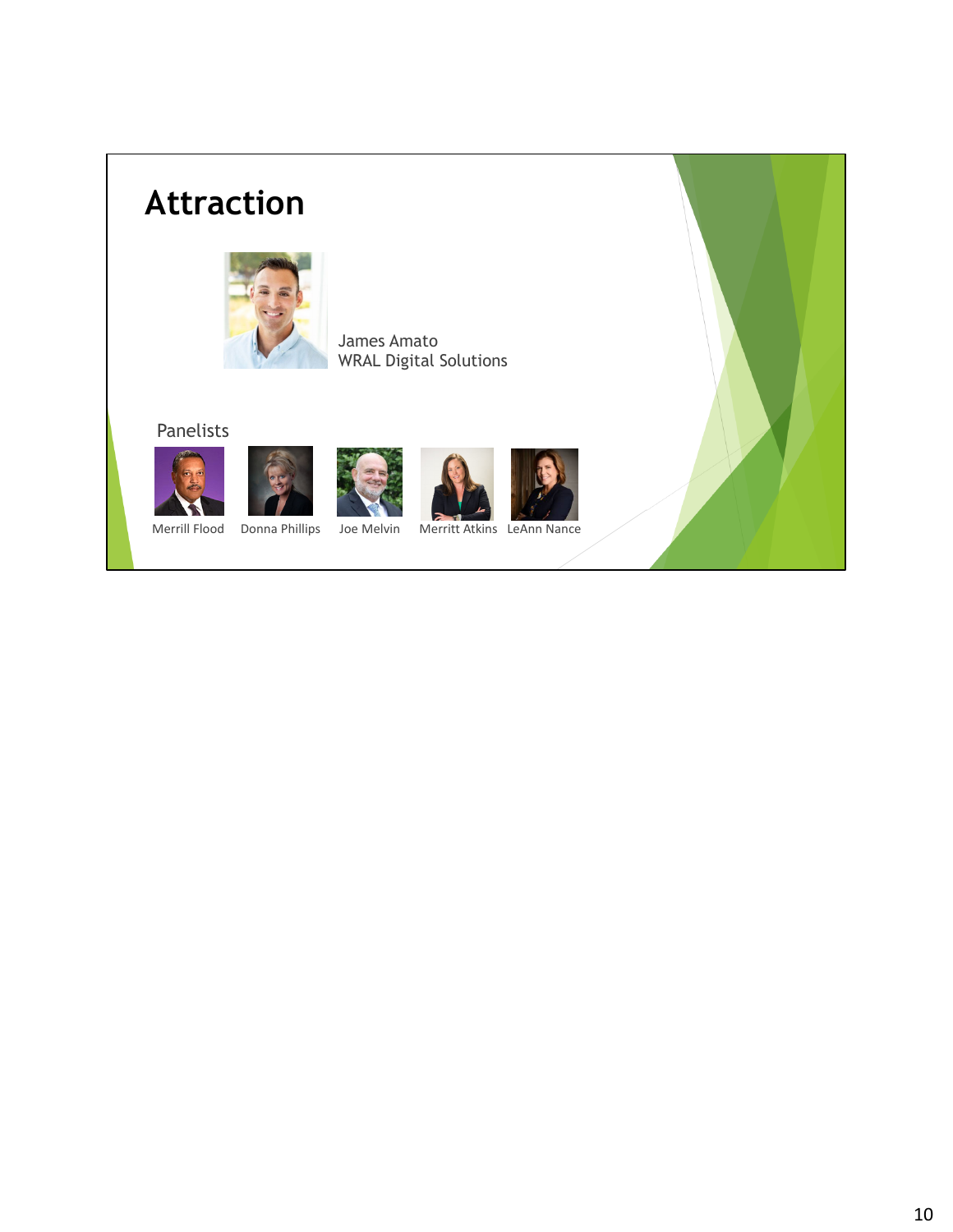# Attraction

James Amato
WRAL Digital Solutions

Panelists

Merrill Flood    Donna Phillips    Joe Melvin    Merritt Atkins    LeAnn Nance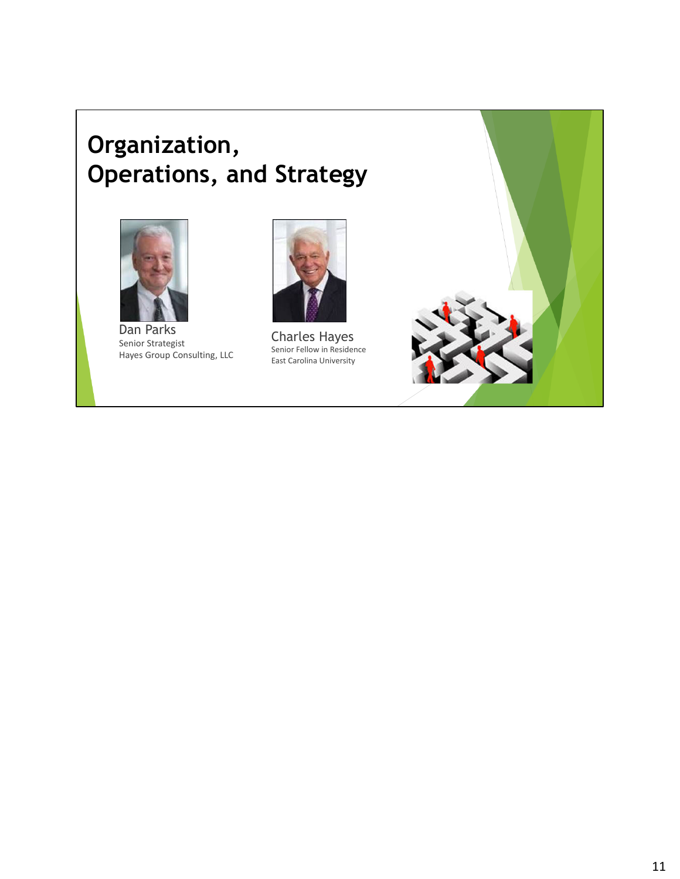# Organization, Operations, and Strategy

Dan Parks
Senior Strategist
Hayes Group Consulting, LLC

Charles Hayes
Senior Fellow in Residence
East Carolina University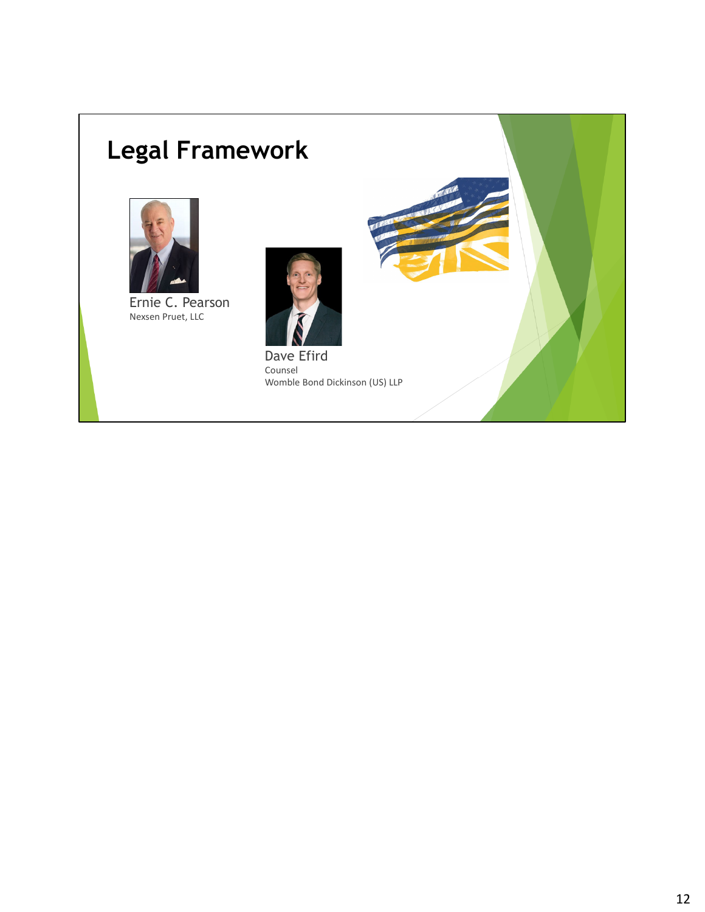# Legal Framework

Ernie C. Pearson
Nexsen Pruet, LLC

Dave Efird
Counsel
Womble Bond Dickinson (US) LLP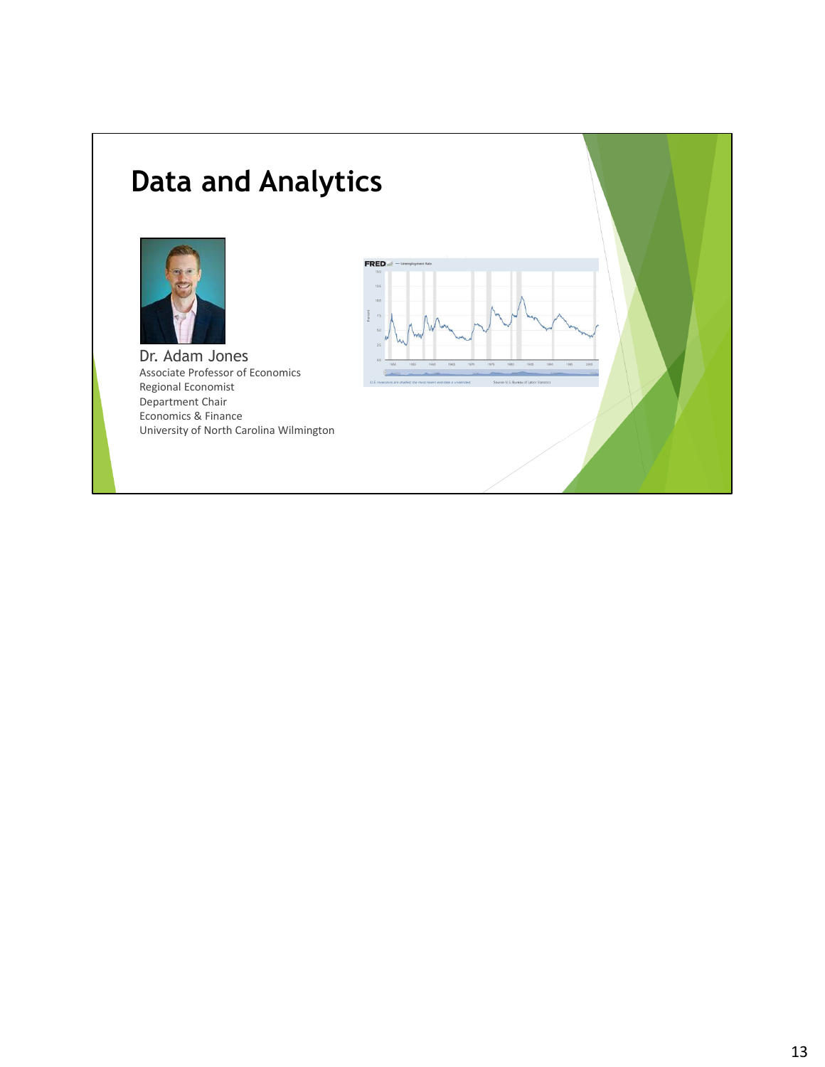# Data and Analytics

Dr. Adam Jones

Associate Professor of Economics
Regional Economist
Department Chair
Economics & Finance
University of North Carolina Wilmington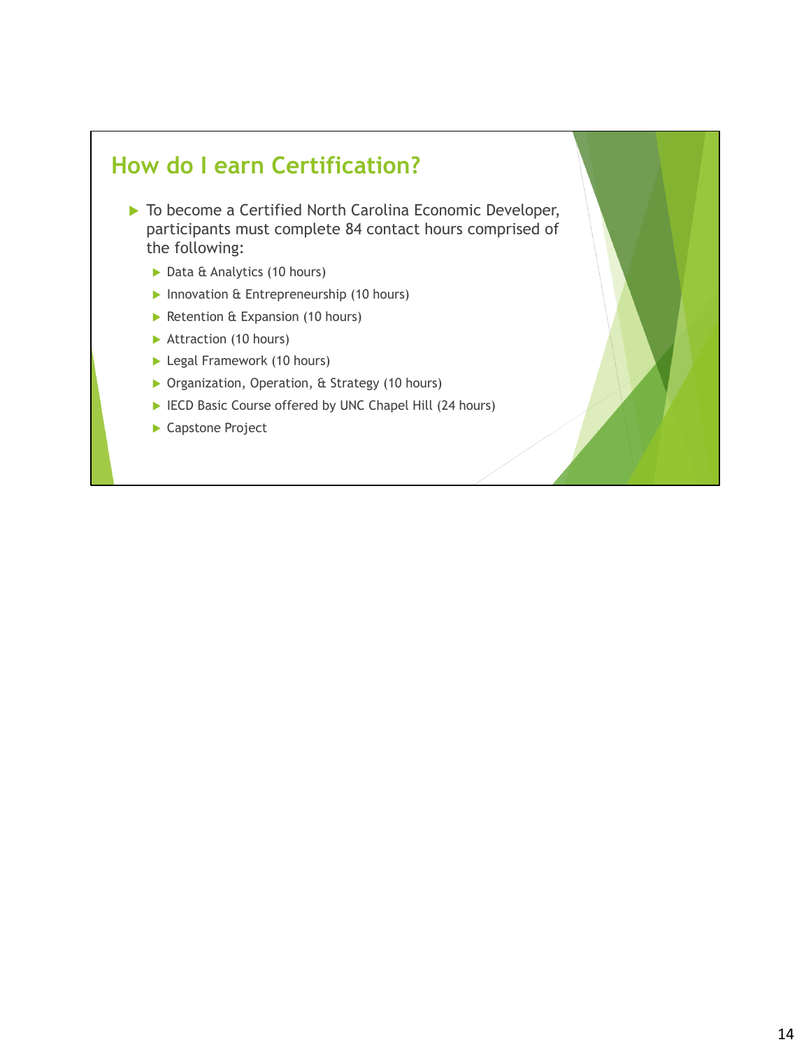## How do I earn Certification?

- To become a Certified North Carolina Economic Developer, participants must complete 84 contact hours comprised of the following:
  - Data & Analytics (10 hours)
  - Innovation & Entrepreneurship (10 hours)
  - Retention & Expansion (10 hours)
  - Attraction (10 hours)
  - Legal Framework (10 hours)
  - Organization, Operation, & Strategy (10 hours)
  - IECD Basic Course offered by UNC Chapel Hill (24 hours)
  - Capstone Project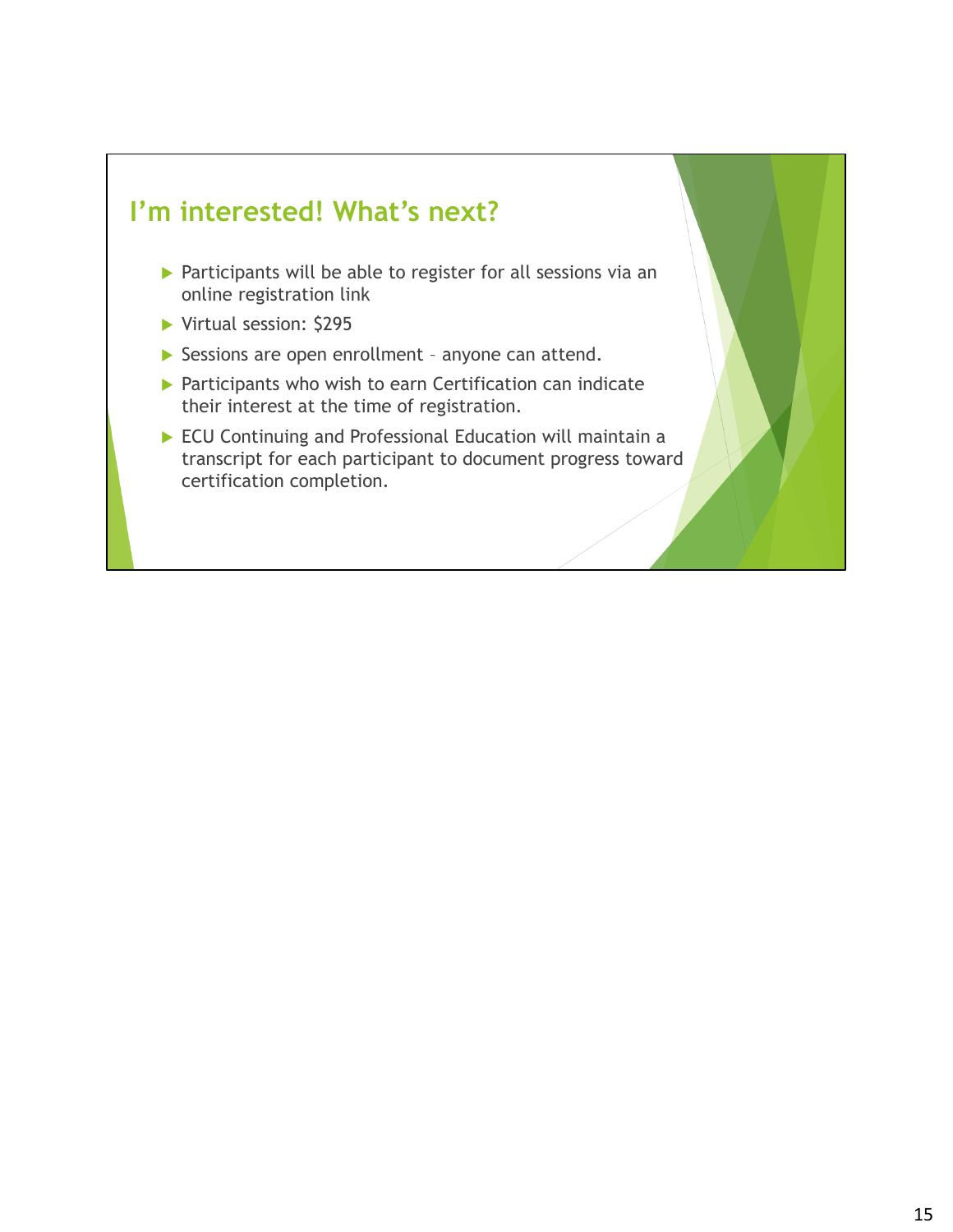## I'm interested! What's next?

- Participants will be able to register for all sessions via an online registration link
- Virtual session: $295
- Sessions are open enrollment – anyone can attend.
- Participants who wish to earn Certification can indicate their interest at the time of registration.
- ECU Continuing and Professional Education will maintain a transcript for each participant to document progress toward certification completion.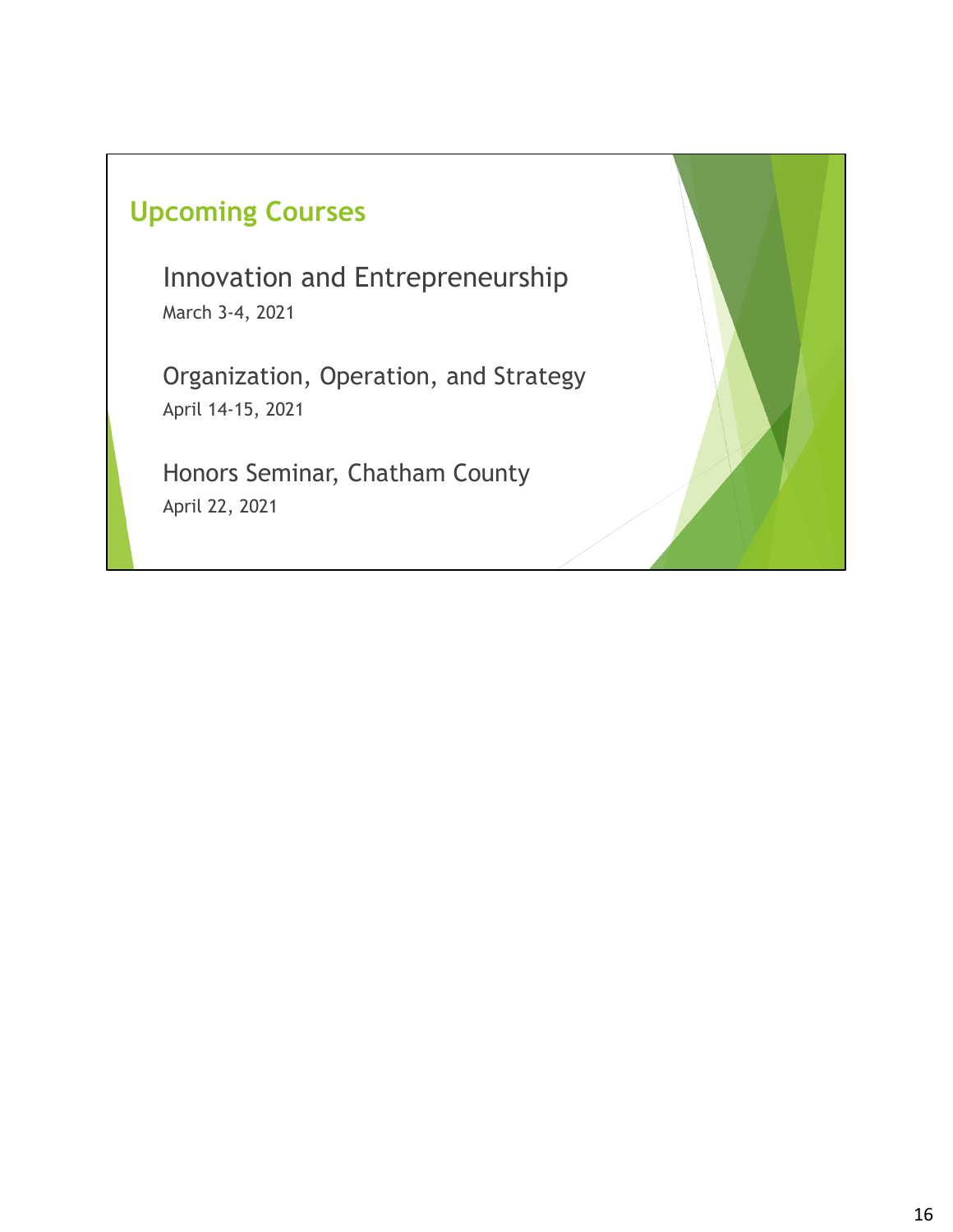## Upcoming Courses

Innovation and Entrepreneurship

March 3-4, 2021

Organization, Operation, and Strategy

April 14-15, 2021

Honors Seminar, Chatham County

April 22, 2021